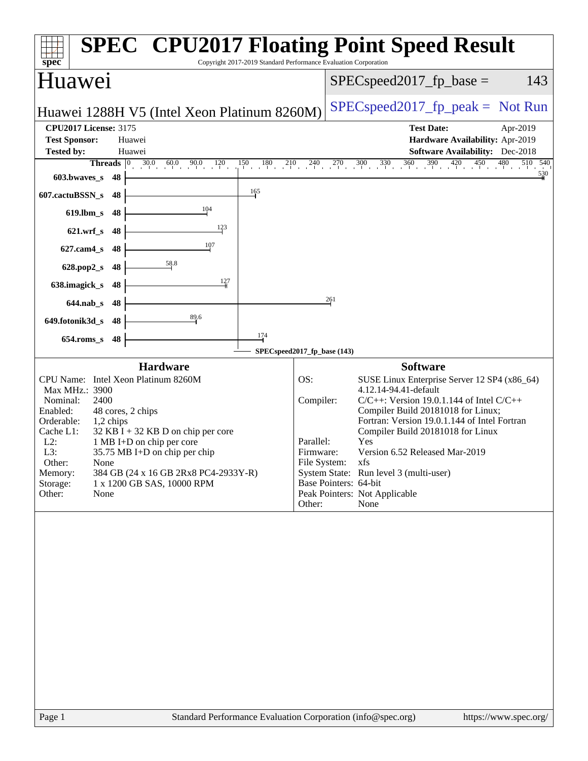# SPEC CPU2017 Floating Point Speed Result

Copyright 2017-2019 Standard Performance Evaluation Corporation

## Huawei

**Huawei 1288H V5 (Intel Xeon Platinum 8260M)**

SPECspeed2017_fp_base = 143

SPECspeed2017_fp_peak = Not Run

| | | | |
|---|---|---|---|
| **CPU2017 License:** | 3175 | **Test Date:** | Apr-2019 |
| **Test Sponsor:** | Huawei | **Hardware Availability:** | Apr-2019 |
| **Tested by:** | Huawei | **Software Availability:** | Dec-2018 |

| Benchmark | Threads | Base Ratio |
|---|---|---|
| 603.bwaves_s | 48 | 530 |
| 607.cactuBSSN_s | 48 | 165 |
| 619.lbm_s | 48 | 104 |
| 621.wrf_s | 48 | 123 |
| 627.cam4_s | 48 | 107 |
| 628.pop2_s | 48 | 58.8 |
| 638.imagick_s | 48 | 127 |
| 644.nab_s | 48 | 261 |
| 649.fotonik3d_s | 48 | 89.6 |
| 654.roms_s | 48 | 174 |

SPECspeed2017_fp_base (143)

### Hardware

| | |
|---|---|
| CPU Name: | Intel Xeon Platinum 8260M |
| Max MHz.: | 3900 |
| Nominal: | 2400 |
| Enabled: | 48 cores, 2 chips |
| Orderable: | 1,2 chips |
| Cache L1: | 32 KB I + 32 KB D on chip per core |
| L2: | 1 MB I+D on chip per core |
| L3: | 35.75 MB I+D on chip per chip |
| Other: | None |
| Memory: | 384 GB (24 x 16 GB 2Rx8 PC4-2933Y-R) |
| Storage: | 1 x 1200 GB SAS, 10000 RPM |
| Other: | None |

### Software

| | |
|---|---|
| OS: | SUSE Linux Enterprise Server 12 SP4 (x86_64) 4.12.14-94.41-default |
| Compiler: | C/C++: Version 19.0.1.144 of Intel C/C++ Compiler Build 20181018 for Linux; Fortran: Version 19.0.1.144 of Intel Fortran Compiler Build 20181018 for Linux |
| Parallel: | Yes |
| Firmware: | Version 6.52 Released Mar-2019 |
| File System: | xfs |
| System State: | Run level 3 (multi-user) |
| Base Pointers: | 64-bit |
| Peak Pointers: | Not Applicable |
| Other: | None |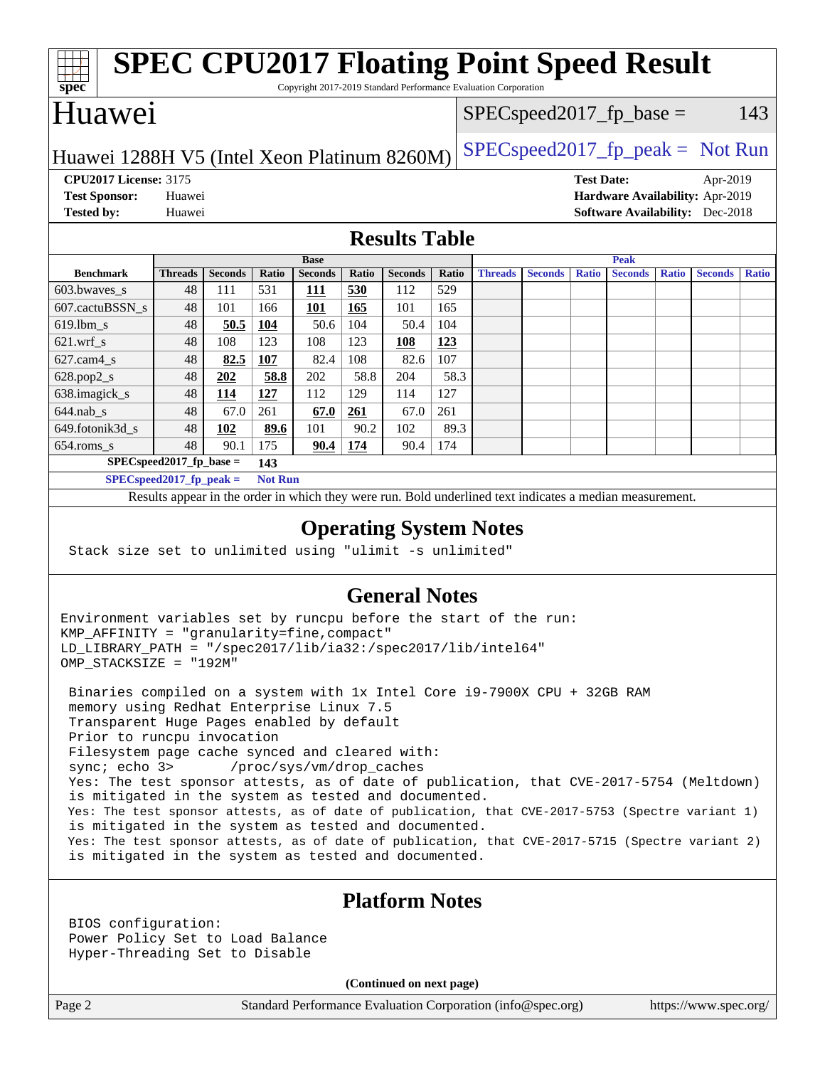# SPEC CPU2017 Floating Point Speed Result

Copyright 2017-2019 Standard Performance Evaluation Corporation

# Huawei

Huawei 1288H V5 (Intel Xeon Platinum 8260M)

SPECspeed2017_fp_base = 143

SPECspeed2017_fp_peak = Not Run

**CPU2017 License:** 3175
**Test Sponsor:** Huawei
**Tested by:** Huawei

**Test Date:** Apr-2019
**Hardware Availability:** Apr-2019
**Software Availability:** Dec-2018

## Results Table

| Benchmark | Base | | | | | | | Peak | | | | | | |
|---|---|---|---|---|---|---|---|---|---|---|---|---|---|---|
| | Threads | Seconds | Ratio | Seconds | Ratio | Seconds | Ratio | Threads | Seconds | Ratio | Seconds | Ratio | Seconds | Ratio |
| 603.bwaves_s | 48 | 111 | 531 | **111** | **530** | 112 | 529 | | | | | | | |
| 607.cactuBSSN_s | 48 | 101 | 166 | **101** | **165** | 101 | 165 | | | | | | | |
| 619.lbm_s | 48 | **50.5** | **104** | 50.6 | 104 | 50.4 | 104 | | | | | | | |
| 621.wrf_s | 48 | 108 | 123 | 108 | 123 | **108** | **123** | | | | | | | |
| 627.cam4_s | 48 | **82.5** | **107** | 82.4 | 108 | 82.6 | 107 | | | | | | | |
| 628.pop2_s | 48 | **202** | **58.8** | 202 | 58.8 | 204 | 58.3 | | | | | | | |
| 638.imagick_s | 48 | **114** | **127** | 112 | 129 | 114 | 127 | | | | | | | |
| 644.nab_s | 48 | 67.0 | 261 | **67.0** | **261** | 67.0 | 261 | | | | | | | |
| 649.fotonik3d_s | 48 | **102** | **89.6** | 101 | 90.2 | 102 | 89.3 | | | | | | | |
| 654.roms_s | 48 | 90.1 | 175 | **90.4** | **174** | 90.4 | 174 | | | | | | | |

**SPECspeed2017_fp_base = 143**

**SPECspeed2017_fp_peak = Not Run**

Results appear in the order in which they were run. Bold underlined text indicates a median measurement.

## Operating System Notes

```
Stack size set to unlimited using "ulimit -s unlimited"
```

## General Notes

```
Environment variables set by runcpu before the start of the run:
KMP_AFFINITY = "granularity=fine,compact"
LD_LIBRARY_PATH = "/spec2017/lib/ia32:/spec2017/lib/intel64"
OMP_STACKSIZE = "192M"

 Binaries compiled on a system with 1x Intel Core i9-7900X CPU + 32GB RAM
 memory using Redhat Enterprise Linux 7.5
 Transparent Huge Pages enabled by default
 Prior to runcpu invocation
 Filesystem page cache synced and cleared with:
 sync; echo 3>       /proc/sys/vm/drop_caches
 Yes: The test sponsor attests, as of date of publication, that CVE-2017-5754 (Meltdown)
 is mitigated in the system as tested and documented.
 Yes: The test sponsor attests, as of date of publication, that CVE-2017-5753 (Spectre variant 1)
 is mitigated in the system as tested and documented.
 Yes: The test sponsor attests, as of date of publication, that CVE-2017-5715 (Spectre variant 2)
 is mitigated in the system as tested and documented.
```

## Platform Notes

```
BIOS configuration:
Power Policy Set to Load Balance
Hyper-Threading Set to Disable
```

**(Continued on next page)**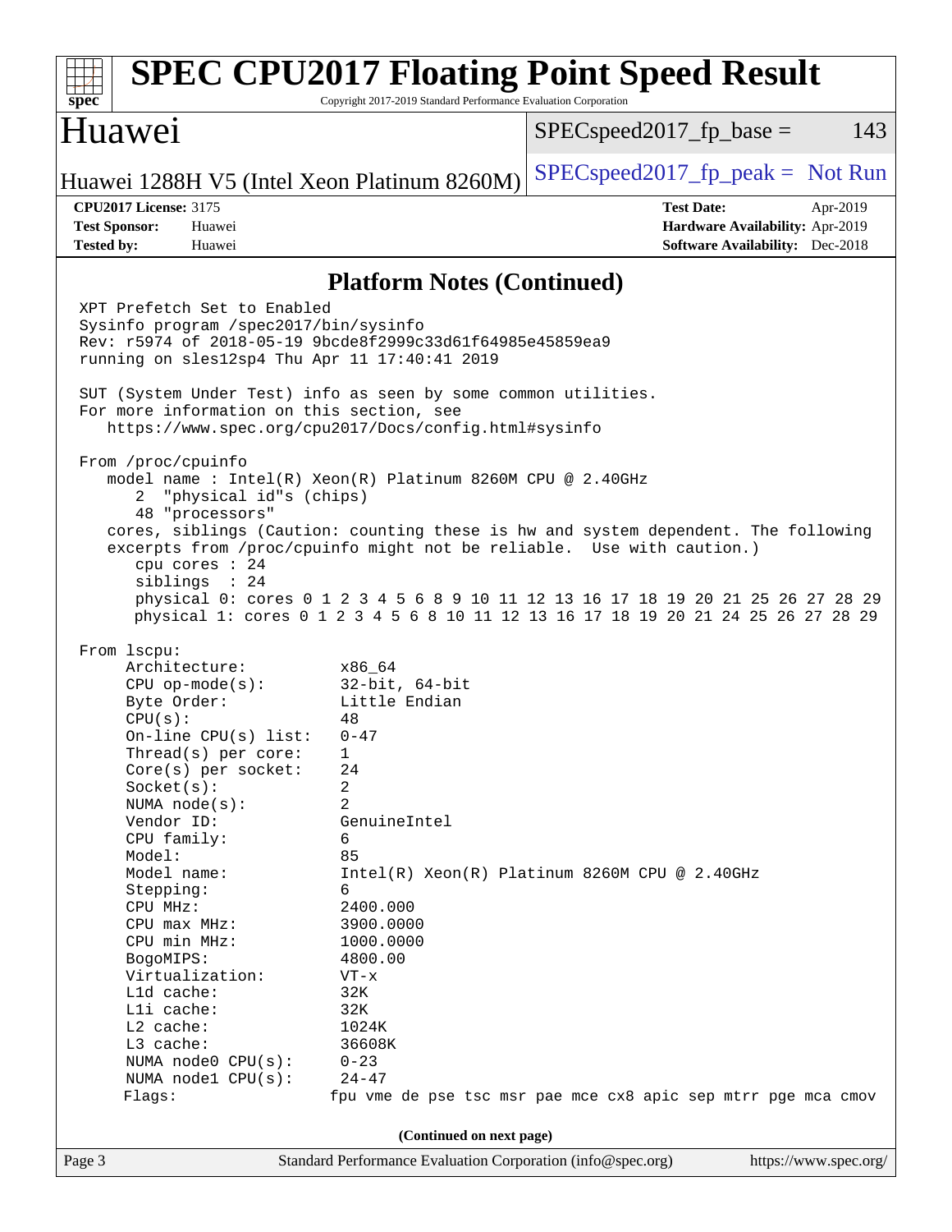# SPEC CPU2017 Floating Point Speed Result

Copyright 2017-2019 Standard Performance Evaluation Corporation

## Huawei

Huawei 1288H V5 (Intel Xeon Platinum 8260M)

SPECspeed2017_fp_base = 143

SPECspeed2017_fp_peak = Not Run

**CPU2017 License:** 3175
**Test Sponsor:** Huawei
**Tested by:** Huawei

**Test Date:** Apr-2019
**Hardware Availability:** Apr-2019
**Software Availability:** Dec-2018

### Platform Notes (Continued)

```
XPT Prefetch Set to Enabled
Sysinfo program /spec2017/bin/sysinfo
Rev: r5974 of 2018-05-19 9bcde8f2999c33d61f64985e45859ea9
running on sles12sp4 Thu Apr 11 17:40:41 2019

SUT (System Under Test) info as seen by some common utilities.
For more information on this section, see
   https://www.spec.org/cpu2017/Docs/config.html#sysinfo

From /proc/cpuinfo
   model name : Intel(R) Xeon(R) Platinum 8260M CPU @ 2.40GHz
      2  "physical id"s (chips)
      48 "processors"
   cores, siblings (Caution: counting these is hw and system dependent. The following
   excerpts from /proc/cpuinfo might not be reliable.  Use with caution.)
      cpu cores : 24
      siblings  : 24
      physical 0: cores 0 1 2 3 4 5 6 8 9 10 11 12 13 16 17 18 19 20 21 25 26 27 28 29
      physical 1: cores 0 1 2 3 4 5 6 8 10 11 12 13 16 17 18 19 20 21 24 25 26 27 28 29

From lscpu:
     Architecture:          x86_64
     CPU op-mode(s):        32-bit, 64-bit
     Byte Order:            Little Endian
     CPU(s):                48
     On-line CPU(s) list:   0-47
     Thread(s) per core:    1
     Core(s) per socket:    24
     Socket(s):             2
     NUMA node(s):          2
     Vendor ID:             GenuineIntel
     CPU family:            6
     Model:                 85
     Model name:            Intel(R) Xeon(R) Platinum 8260M CPU @ 2.40GHz
     Stepping:              6
     CPU MHz:               2400.000
     CPU max MHz:           3900.0000
     CPU min MHz:           1000.0000
     BogoMIPS:              4800.00
     Virtualization:        VT-x
     L1d cache:             32K
     L1i cache:             32K
     L2 cache:              1024K
     L3 cache:              36608K
     NUMA node0 CPU(s):     0-23
     NUMA node1 CPU(s):     24-47
     Flags:                fpu vme de pse tsc msr pae mce cx8 apic sep mtrr pge mca cmov
```

(Continued on next page)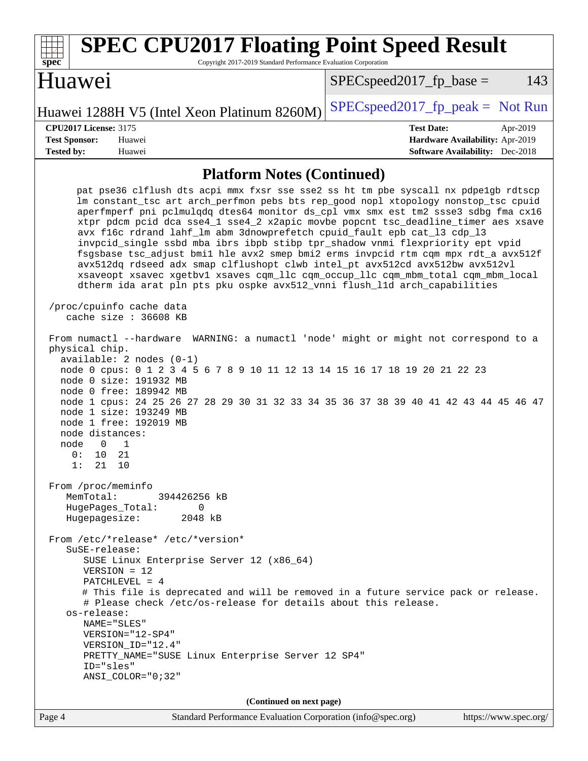## Platform Notes (Continued)

```
     pat pse36 clflush dts acpi mmx fxsr sse sse2 ss ht tm pbe syscall nx pdpe1gb rdtscp
     lm constant_tsc art arch_perfmon pebs bts rep_good nopl xtopology nonstop_tsc cpuid
     aperfmperf pni pclmulqdq dtes64 monitor ds_cpl vmx smx est tm2 ssse3 sdbg fma cx16
     xtpr pdcm pcid dca sse4_1 sse4_2 x2apic movbe popcnt tsc_deadline_timer aes xsave
     avx f16c rdrand lahf_lm abm 3dnowprefetch cpuid_fault epb cat_l3 cdp_l3
     invpcid_single ssbd mba ibrs ibpb stibp tpr_shadow vnmi flexpriority ept vpid
     fsgsbase tsc_adjust bmi1 hle avx2 smep bmi2 erms invpcid rtm cqm mpx rdt_a avx512f
     avx512dq rdseed adx smap clflushopt clwb intel_pt avx512cd avx512bw avx512vl
     xsaveopt xsavec xgetbv1 xsaves cqm_llc cqm_occup_llc cqm_mbm_total cqm_mbm_local
     dtherm ida arat pln pts pku ospke avx512_vnni flush_l1d arch_capabilities

 /proc/cpuinfo cache data
    cache size : 36608 KB

 From numactl --hardware  WARNING: a numactl 'node' might or might not correspond to a
 physical chip.
   available: 2 nodes (0-1)
   node 0 cpus: 0 1 2 3 4 5 6 7 8 9 10 11 12 13 14 15 16 17 18 19 20 21 22 23
   node 0 size: 191932 MB
   node 0 free: 189942 MB
   node 1 cpus: 24 25 26 27 28 29 30 31 32 33 34 35 36 37 38 39 40 41 42 43 44 45 46 47
   node 1 size: 193249 MB
   node 1 free: 192019 MB
   node distances:
   node   0   1
     0:  10  21
     1:  21  10

 From /proc/meminfo
    MemTotal:       394426256 kB
    HugePages_Total:       0
    Hugepagesize:       2048 kB

 From /etc/*release* /etc/*version*
    SuSE-release:
       SUSE Linux Enterprise Server 12 (x86_64)
       VERSION = 12
       PATCHLEVEL = 4
       # This file is deprecated and will be removed in a future service pack or release.
       # Please check /etc/os-release for details about this release.
    os-release:
       NAME="SLES"
       VERSION="12-SP4"
       VERSION_ID="12.4"
       PRETTY_NAME="SUSE Linux Enterprise Server 12 SP4"
       ID="sles"
       ANSI_COLOR="0;32"
```

**(Continued on next page)**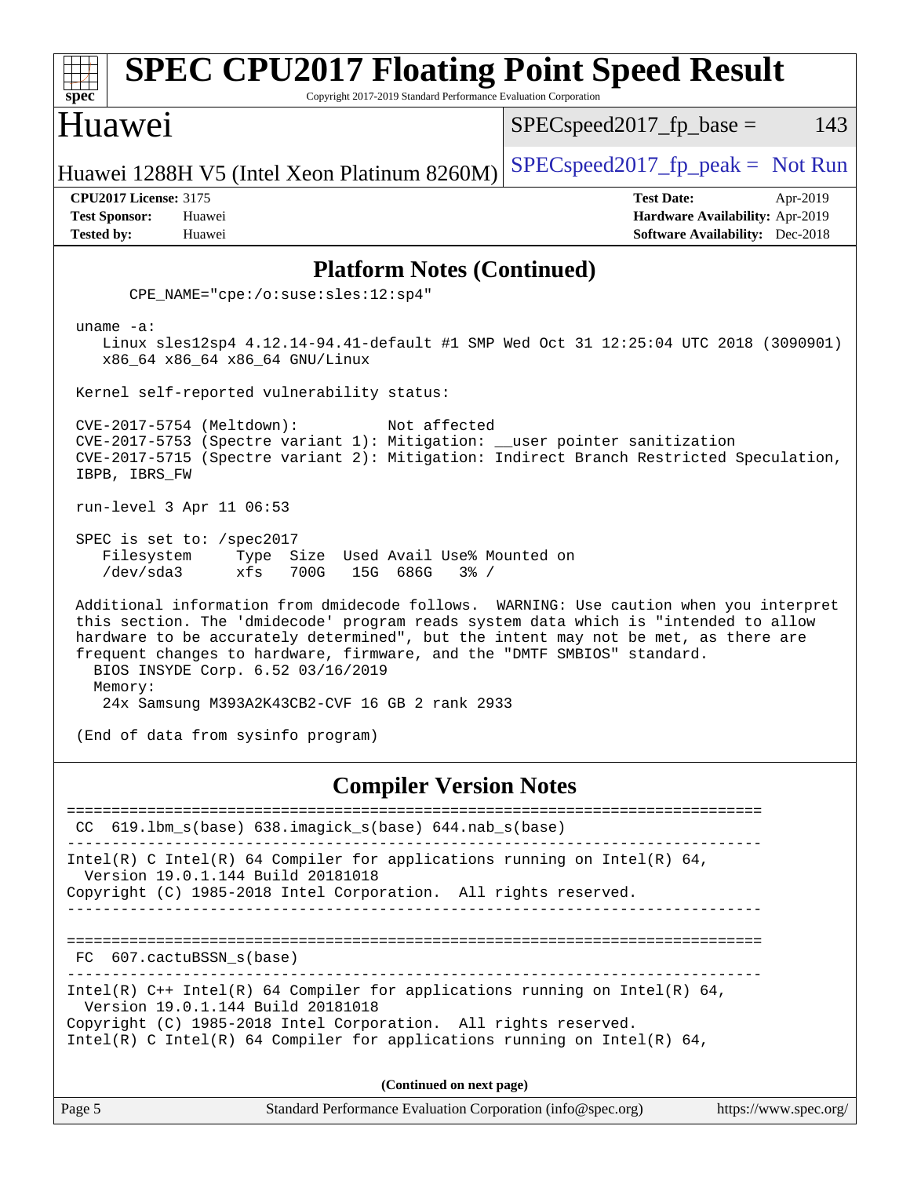## Platform Notes (Continued)

```
       CPE_NAME="cpe:/o:suse:sles:12:sp4"

  uname -a:
     Linux sles12sp4 4.12.14-94.41-default #1 SMP Wed Oct 31 12:25:04 UTC 2018 (3090901)
     x86_64 x86_64 x86_64 GNU/Linux

  Kernel self-reported vulnerability status:

  CVE-2017-5754 (Meltdown):          Not affected
  CVE-2017-5753 (Spectre variant 1): Mitigation: __user pointer sanitization
  CVE-2017-5715 (Spectre variant 2): Mitigation: Indirect Branch Restricted Speculation,
  IBPB, IBRS_FW

  run-level 3 Apr 11 06:53

  SPEC is set to: /spec2017
     Filesystem     Type  Size  Used Avail Use% Mounted on
     /dev/sda3      xfs   700G   15G  686G   3% /

  Additional information from dmidecode follows.  WARNING: Use caution when you interpret
  this section. The 'dmidecode' program reads system data which is "intended to allow
  hardware to be accurately determined", but the intent may not be met, as there are
  frequent changes to hardware, firmware, and the "DMTF SMBIOS" standard.
    BIOS INSYDE Corp. 6.52 03/16/2019
    Memory:
      24x Samsung M393A2K43CB2-CVF 16 GB 2 rank 2933

  (End of data from sysinfo program)
```

## Compiler Version Notes

```
==============================================================================
 CC  619.lbm_s(base) 638.imagick_s(base) 644.nab_s(base)
------------------------------------------------------------------------------
Intel(R) C Intel(R) 64 Compiler for applications running on Intel(R) 64,
  Version 19.0.1.144 Build 20181018
Copyright (C) 1985-2018 Intel Corporation.  All rights reserved.
------------------------------------------------------------------------------

==============================================================================
 FC  607.cactuBSSN_s(base)
------------------------------------------------------------------------------
Intel(R) C++ Intel(R) 64 Compiler for applications running on Intel(R) 64,
  Version 19.0.1.144 Build 20181018
Copyright (C) 1985-2018 Intel Corporation.  All rights reserved.
Intel(R) C Intel(R) 64 Compiler for applications running on Intel(R) 64,
```

(Continued on next page)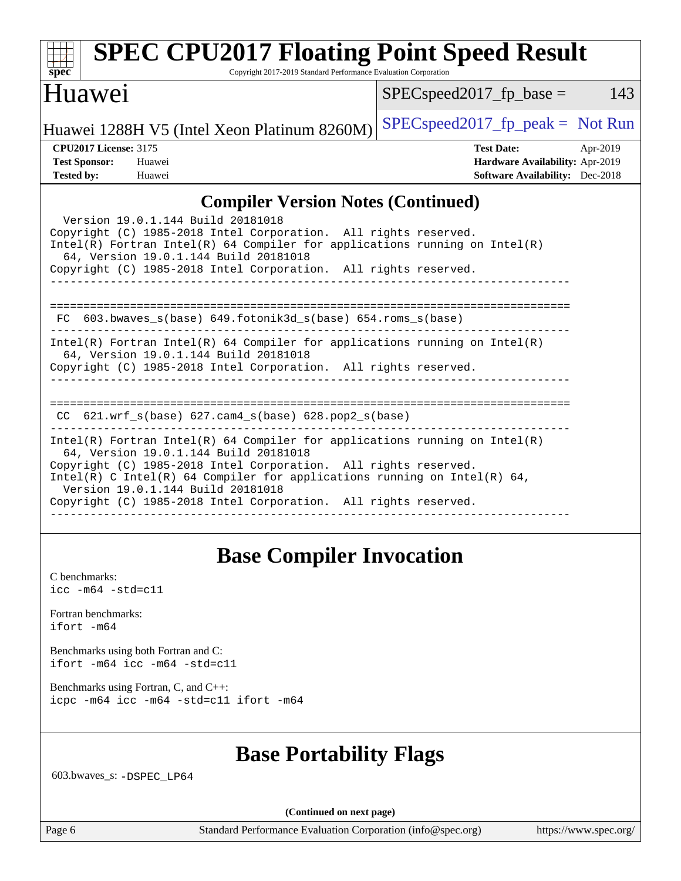## Compiler Version Notes (Continued)

```
  Version 19.0.1.144 Build 20181018
Copyright (C) 1985-2018 Intel Corporation.  All rights reserved.
Intel(R) Fortran Intel(R) 64 Compiler for applications running on Intel(R)
  64, Version 19.0.1.144 Build 20181018
Copyright (C) 1985-2018 Intel Corporation.  All rights reserved.
------------------------------------------------------------------------------

==============================================================================
 FC  603.bwaves_s(base) 649.fotonik3d_s(base) 654.roms_s(base)
------------------------------------------------------------------------------
Intel(R) Fortran Intel(R) 64 Compiler for applications running on Intel(R)
  64, Version 19.0.1.144 Build 20181018
Copyright (C) 1985-2018 Intel Corporation.  All rights reserved.
------------------------------------------------------------------------------

==============================================================================
 CC  621.wrf_s(base) 627.cam4_s(base) 628.pop2_s(base)
------------------------------------------------------------------------------
Intel(R) Fortran Intel(R) 64 Compiler for applications running on Intel(R)
  64, Version 19.0.1.144 Build 20181018
Copyright (C) 1985-2018 Intel Corporation.  All rights reserved.
Intel(R) C Intel(R) 64 Compiler for applications running on Intel(R) 64,
  Version 19.0.1.144 Build 20181018
Copyright (C) 1985-2018 Intel Corporation.  All rights reserved.
------------------------------------------------------------------------------
```

## Base Compiler Invocation

C benchmarks:
`icc -m64 -std=c11`

Fortran benchmarks:
`ifort -m64`

Benchmarks using both Fortran and C:
`ifort -m64 icc -m64 -std=c11`

Benchmarks using Fortran, C, and C++:
`icpc -m64 icc -m64 -std=c11 ifort -m64`

## Base Portability Flags

603.bwaves_s: `-DSPEC_LP64`

**(Continued on next page)**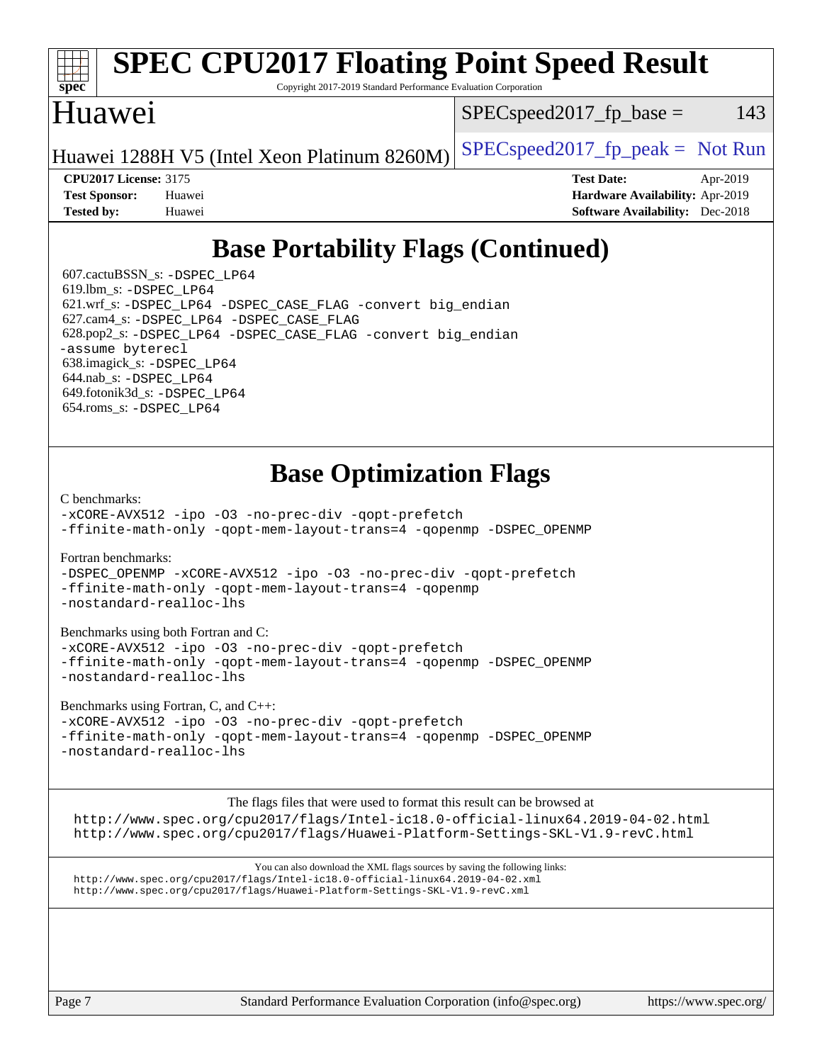## Base Portability Flags (Continued)

607.cactuBSSN_s: -DSPEC_LP64
619.lbm_s: -DSPEC_LP64
621.wrf_s: -DSPEC_LP64 -DSPEC_CASE_FLAG -convert big_endian
627.cam4_s: -DSPEC_LP64 -DSPEC_CASE_FLAG
628.pop2_s: -DSPEC_LP64 -DSPEC_CASE_FLAG -convert big_endian -assume byterecl
638.imagick_s: -DSPEC_LP64
644.nab_s: -DSPEC_LP64
649.fotonik3d_s: -DSPEC_LP64
654.roms_s: -DSPEC_LP64

## Base Optimization Flags

C benchmarks:
-xCORE-AVX512 -ipo -O3 -no-prec-div -qopt-prefetch -ffinite-math-only -qopt-mem-layout-trans=4 -qopenmp -DSPEC_OPENMP

Fortran benchmarks:
-DSPEC_OPENMP -xCORE-AVX512 -ipo -O3 -no-prec-div -qopt-prefetch -ffinite-math-only -qopt-mem-layout-trans=4 -qopenmp -nostandard-realloc-lhs

Benchmarks using both Fortran and C:
-xCORE-AVX512 -ipo -O3 -no-prec-div -qopt-prefetch -ffinite-math-only -qopt-mem-layout-trans=4 -qopenmp -DSPEC_OPENMP -nostandard-realloc-lhs

Benchmarks using Fortran, C, and C++:
-xCORE-AVX512 -ipo -O3 -no-prec-div -qopt-prefetch -ffinite-math-only -qopt-mem-layout-trans=4 -qopenmp -DSPEC_OPENMP -nostandard-realloc-lhs

The flags files that were used to format this result can be browsed at
http://www.spec.org/cpu2017/flags/Intel-ic18.0-official-linux64.2019-04-02.html
http://www.spec.org/cpu2017/flags/Huawei-Platform-Settings-SKL-V1.9-revC.html

You can also download the XML flags sources by saving the following links:
http://www.spec.org/cpu2017/flags/Intel-ic18.0-official-linux64.2019-04-02.xml
http://www.spec.org/cpu2017/flags/Huawei-Platform-Settings-SKL-V1.9-revC.xml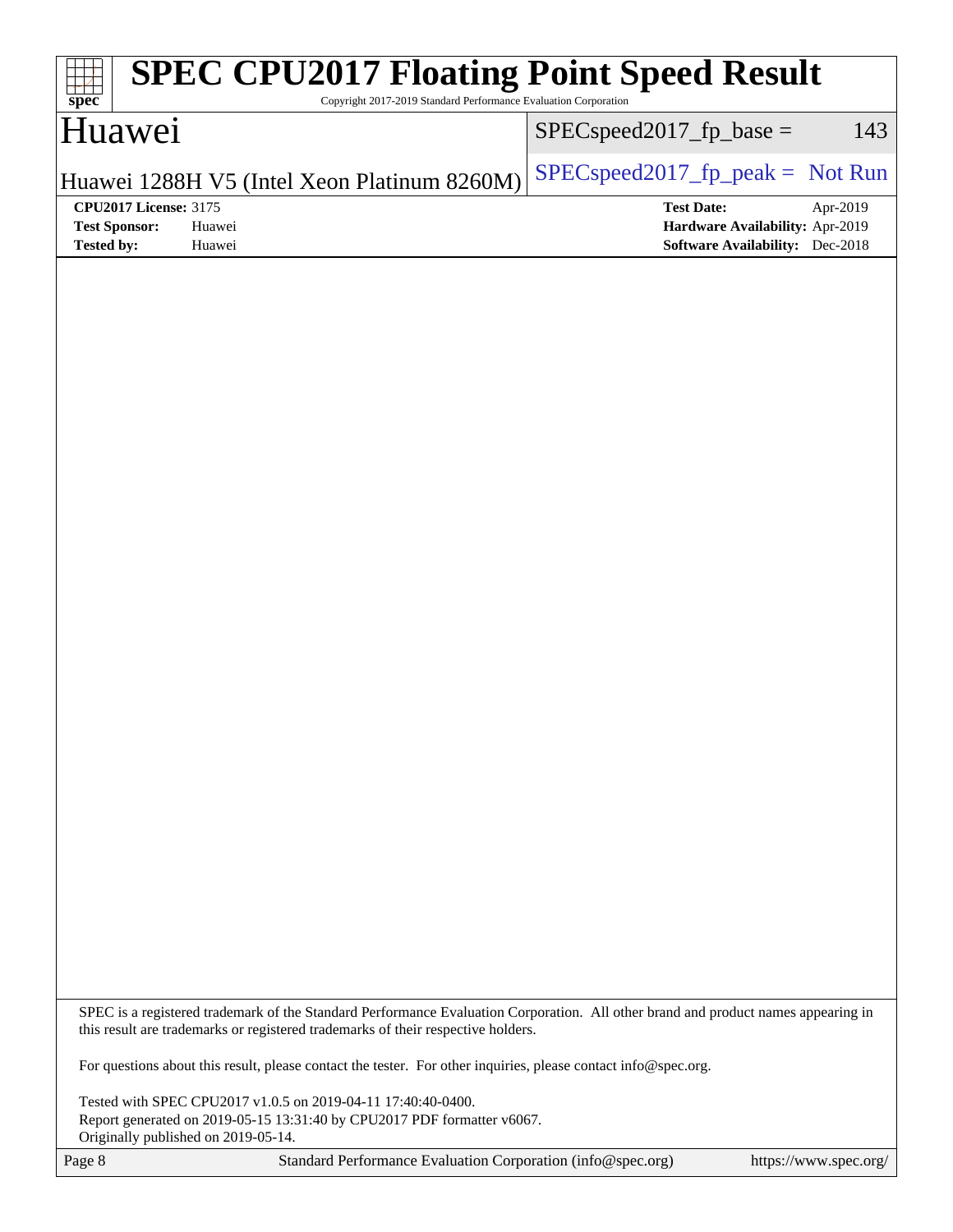SPEC is a registered trademark of the Standard Performance Evaluation Corporation. All other brand and product names appearing in this result are trademarks or registered trademarks of their respective holders.

For questions about this result, please contact the tester. For other inquiries, please contact info@spec.org.

Tested with SPEC CPU2017 v1.0.5 on 2019-04-11 17:40:40-0400.
Report generated on 2019-05-15 13:31:40 by CPU2017 PDF formatter v6067.
Originally published on 2019-05-14.